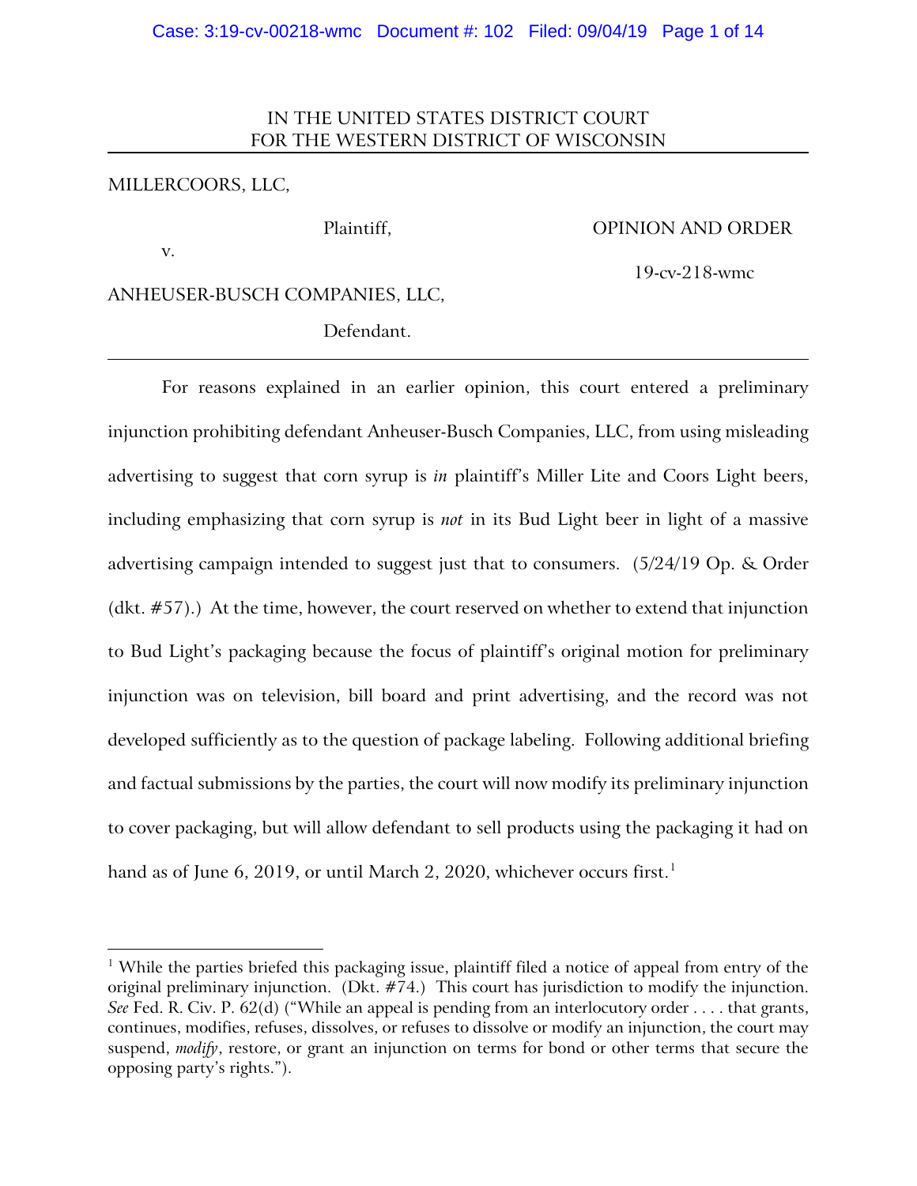IN THE UNITED STATES DISTRICT COURT
FOR THE WESTERN DISTRICT OF WISCONSIN

---

MILLERCOORS, LLC,

Plaintiff, OPINION AND ORDER

v. 19-cv-218-wmc

ANHEUSER-BUSCH COMPANIES, LLC,

Defendant.

---

For reasons explained in an earlier opinion, this court entered a preliminary injunction prohibiting defendant Anheuser-Busch Companies, LLC, from using misleading advertising to suggest that corn syrup is *in* plaintiff's Miller Lite and Coors Light beers, including emphasizing that corn syrup is *not* in its Bud Light beer in light of a massive advertising campaign intended to suggest just that to consumers. (5/24/19 Op. & Order (dkt. #57).) At the time, however, the court reserved on whether to extend that injunction to Bud Light's packaging because the focus of plaintiff's original motion for preliminary injunction was on television, bill board and print advertising, and the record was not developed sufficiently as to the question of package labeling. Following additional briefing and factual submissions by the parties, the court will now modify its preliminary injunction to cover packaging, but will allow defendant to sell products using the packaging it had on hand as of June 6, 2019, or until March 2, 2020, whichever occurs first.[1]

---

[1] While the parties briefed this packaging issue, plaintiff filed a notice of appeal from entry of the original preliminary injunction. (Dkt. #74.) This court has jurisdiction to modify the injunction. *See* Fed. R. Civ. P. 62(d) ("While an appeal is pending from an interlocutory order . . . . that grants, continues, modifies, refuses, dissolves, or refuses to dissolve or modify an injunction, the court may suspend, *modify*, restore, or grant an injunction on terms for bond or other terms that secure the opposing party's rights.").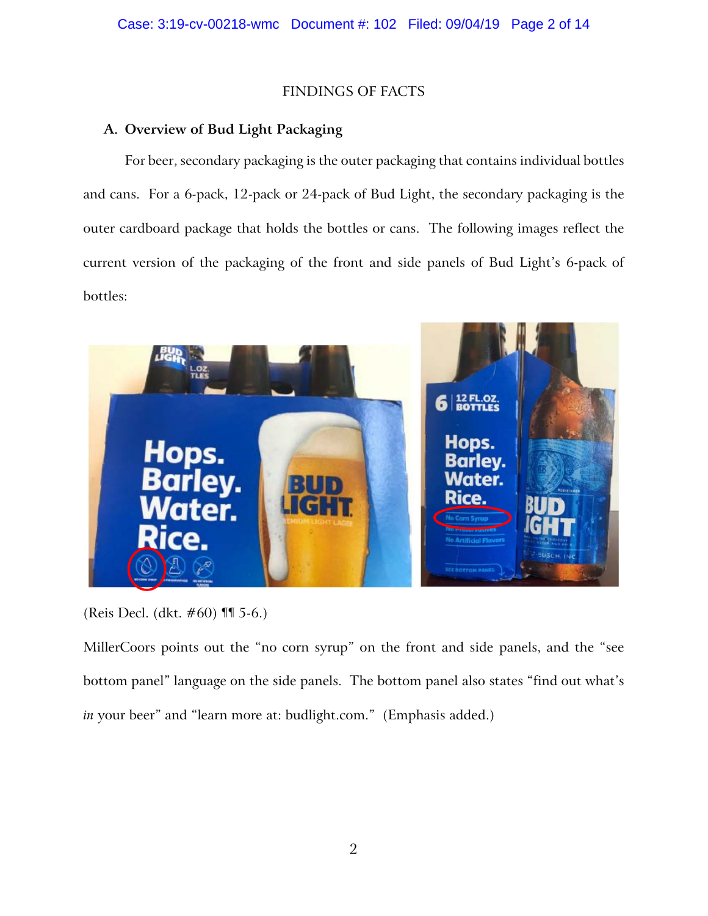FINDINGS OF FACTS

## A. Overview of Bud Light Packaging

For beer, secondary packaging is the outer packaging that contains individual bottles and cans. For a 6-pack, 12-pack or 24-pack of Bud Light, the secondary packaging is the outer cardboard package that holds the bottles or cans. The following images reflect the current version of the packaging of the front and side panels of Bud Light's 6-pack of bottles:

(Reis Decl. (dkt. #60) ¶¶ 5-6.)

MillerCoors points out the "no corn syrup" on the front and side panels, and the "see bottom panel" language on the side panels. The bottom panel also states "find out what's *in* your beer" and "learn more at: budlight.com." (Emphasis added.)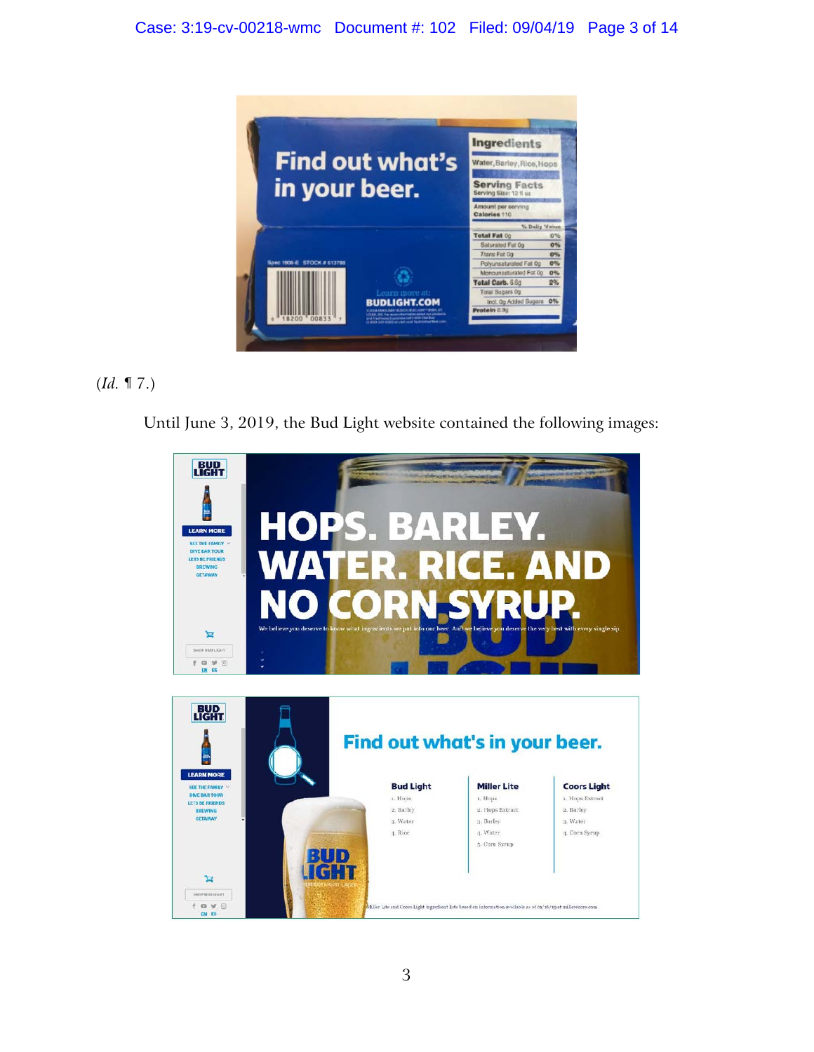(*Id.* ¶ 7.)

Until June 3, 2019, the Bud Light website contained the following images: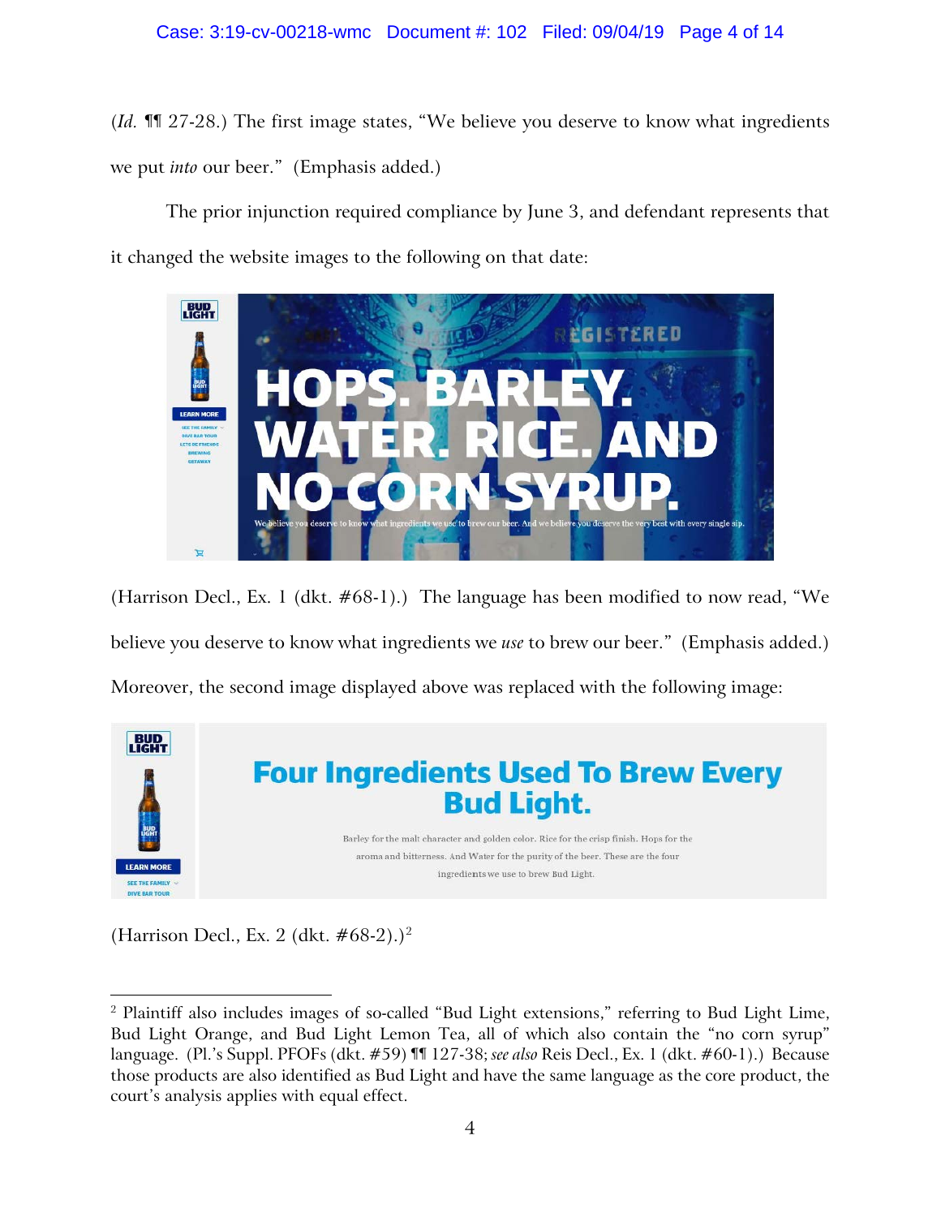(*Id.* ¶¶ 27-28.) The first image states, "We believe you deserve to know what ingredients we put *into* our beer." (Emphasis added.)

The prior injunction required compliance by June 3, and defendant represents that it changed the website images to the following on that date:

(Harrison Decl., Ex. 1 (dkt. #68-1).) The language has been modified to now read, "We believe you deserve to know what ingredients we *use* to brew our beer." (Emphasis added.) Moreover, the second image displayed above was replaced with the following image:

(Harrison Decl., Ex. 2 (dkt. #68-2).)[2]

---

[2] Plaintiff also includes images of so-called "Bud Light extensions," referring to Bud Light Lime, Bud Light Orange, and Bud Light Lemon Tea, all of which also contain the "no corn syrup" language. (Pl.'s Suppl. PFOFs (dkt. #59) ¶¶ 127-38; *see also* Reis Decl., Ex. 1 (dkt. #60-1).) Because those products are also identified as Bud Light and have the same language as the core product, the court's analysis applies with equal effect.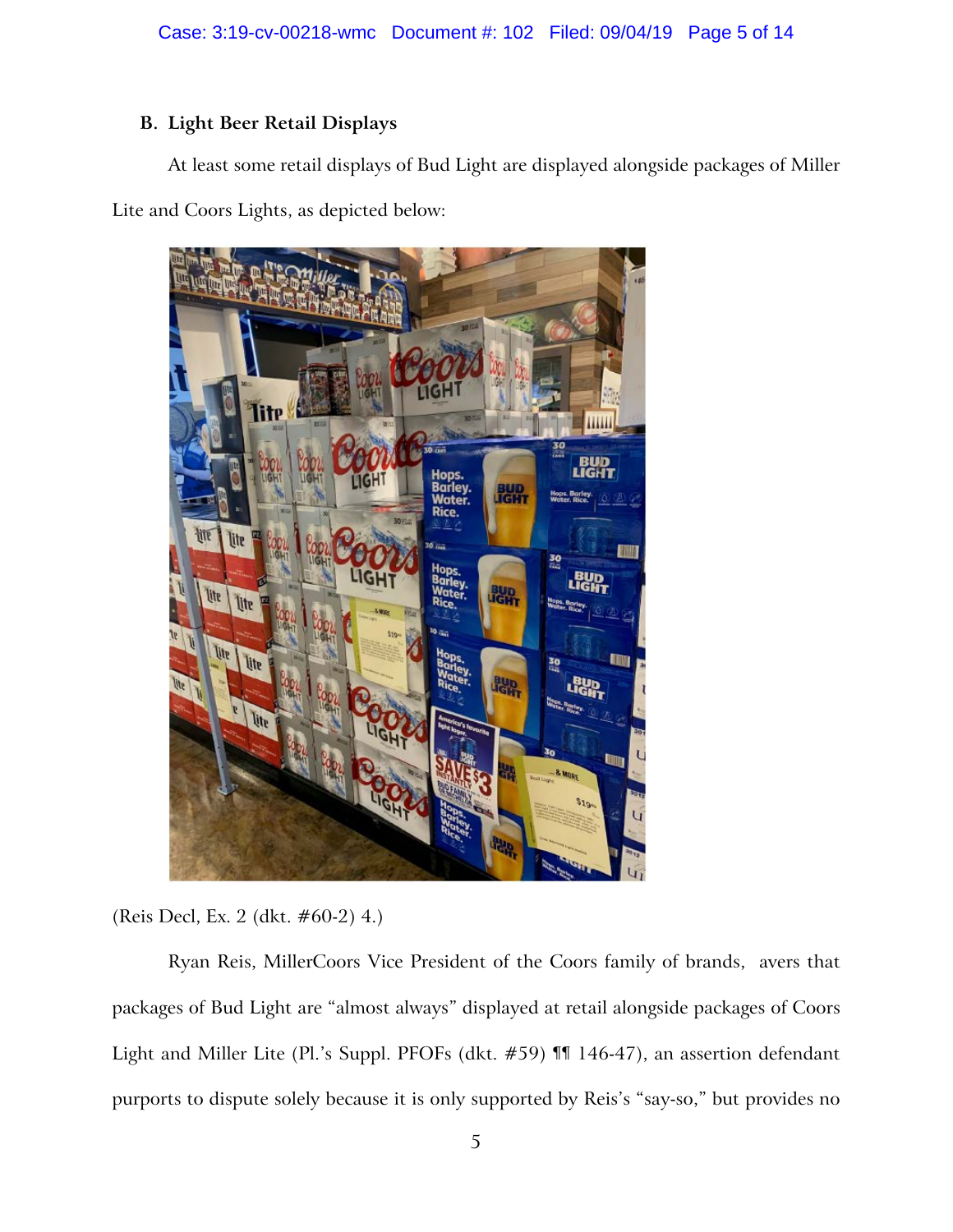### B. Light Beer Retail Displays

At least some retail displays of Bud Light are displayed alongside packages of Miller Lite and Coors Lights, as depicted below:

(Reis Decl, Ex. 2 (dkt. #60-2) 4.)

Ryan Reis, MillerCoors Vice President of the Coors family of brands, avers that packages of Bud Light are "almost always" displayed at retail alongside packages of Coors Light and Miller Lite (Pl.'s Suppl. PFOFs (dkt. #59) ¶¶ 146-47), an assertion defendant purports to dispute solely because it is only supported by Reis's "say-so," but provides no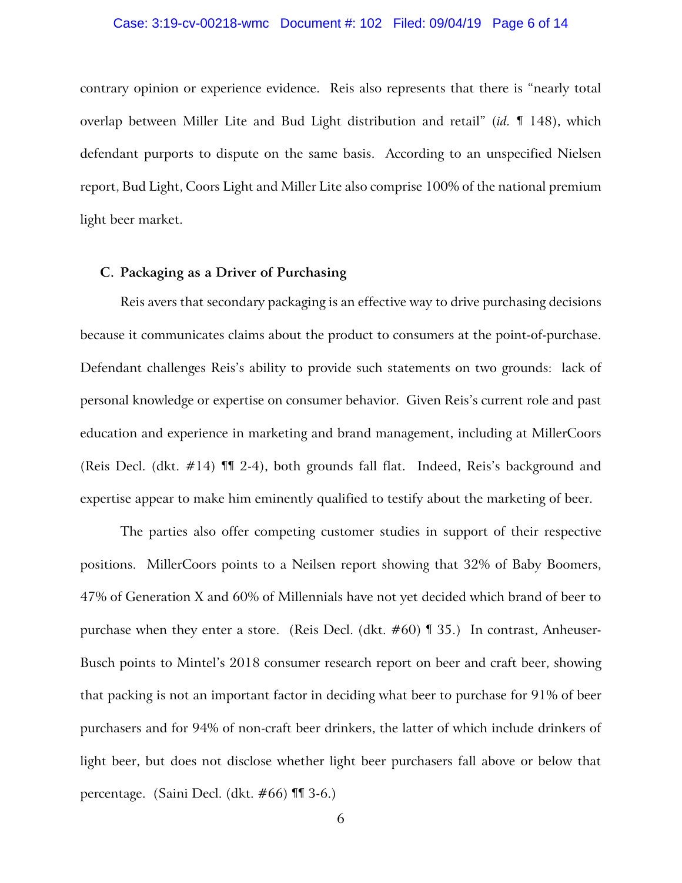contrary opinion or experience evidence. Reis also represents that there is "nearly total overlap between Miller Lite and Bud Light distribution and retail" (*id.* ¶ 148), which defendant purports to dispute on the same basis. According to an unspecified Nielsen report, Bud Light, Coors Light and Miller Lite also comprise 100% of the national premium light beer market.

### C. Packaging as a Driver of Purchasing

Reis avers that secondary packaging is an effective way to drive purchasing decisions because it communicates claims about the product to consumers at the point-of-purchase. Defendant challenges Reis's ability to provide such statements on two grounds: lack of personal knowledge or expertise on consumer behavior. Given Reis's current role and past education and experience in marketing and brand management, including at MillerCoors (Reis Decl. (dkt. #14) ¶¶ 2-4), both grounds fall flat. Indeed, Reis's background and expertise appear to make him eminently qualified to testify about the marketing of beer.

The parties also offer competing customer studies in support of their respective positions. MillerCoors points to a Neilsen report showing that 32% of Baby Boomers, 47% of Generation X and 60% of Millennials have not yet decided which brand of beer to purchase when they enter a store. (Reis Decl. (dkt. #60) ¶ 35.) In contrast, Anheuser-Busch points to Mintel's 2018 consumer research report on beer and craft beer, showing that packing is not an important factor in deciding what beer to purchase for 91% of beer purchasers and for 94% of non-craft beer drinkers, the latter of which include drinkers of light beer, but does not disclose whether light beer purchasers fall above or below that percentage. (Saini Decl. (dkt. #66) ¶¶ 3-6.)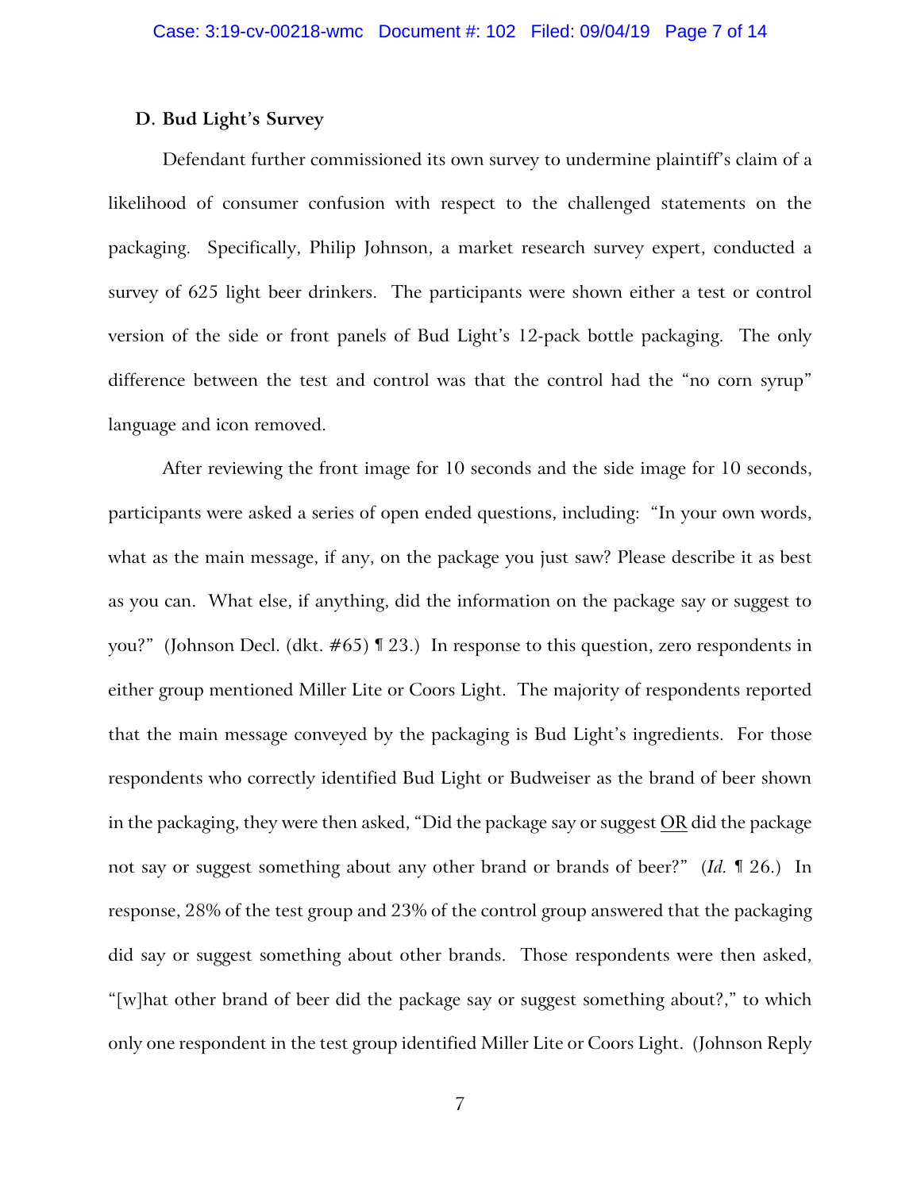### D. Bud Light's Survey

Defendant further commissioned its own survey to undermine plaintiff's claim of a likelihood of consumer confusion with respect to the challenged statements on the packaging. Specifically, Philip Johnson, a market research survey expert, conducted a survey of 625 light beer drinkers. The participants were shown either a test or control version of the side or front panels of Bud Light's 12-pack bottle packaging. The only difference between the test and control was that the control had the "no corn syrup" language and icon removed.

After reviewing the front image for 10 seconds and the side image for 10 seconds, participants were asked a series of open ended questions, including: "In your own words, what as the main message, if any, on the package you just saw? Please describe it as best as you can. What else, if anything, did the information on the package say or suggest to you?" (Johnson Decl. (dkt. #65) ¶ 23.) In response to this question, zero respondents in either group mentioned Miller Lite or Coors Light. The majority of respondents reported that the main message conveyed by the packaging is Bud Light's ingredients. For those respondents who correctly identified Bud Light or Budweiser as the brand of beer shown in the packaging, they were then asked, "Did the package say or suggest <u>OR</u> did the package not say or suggest something about any other brand or brands of beer?" (*Id.* ¶ 26.) In response, 28% of the test group and 23% of the control group answered that the packaging did say or suggest something about other brands. Those respondents were then asked, "[w]hat other brand of beer did the package say or suggest something about?," to which only one respondent in the test group identified Miller Lite or Coors Light. (Johnson Reply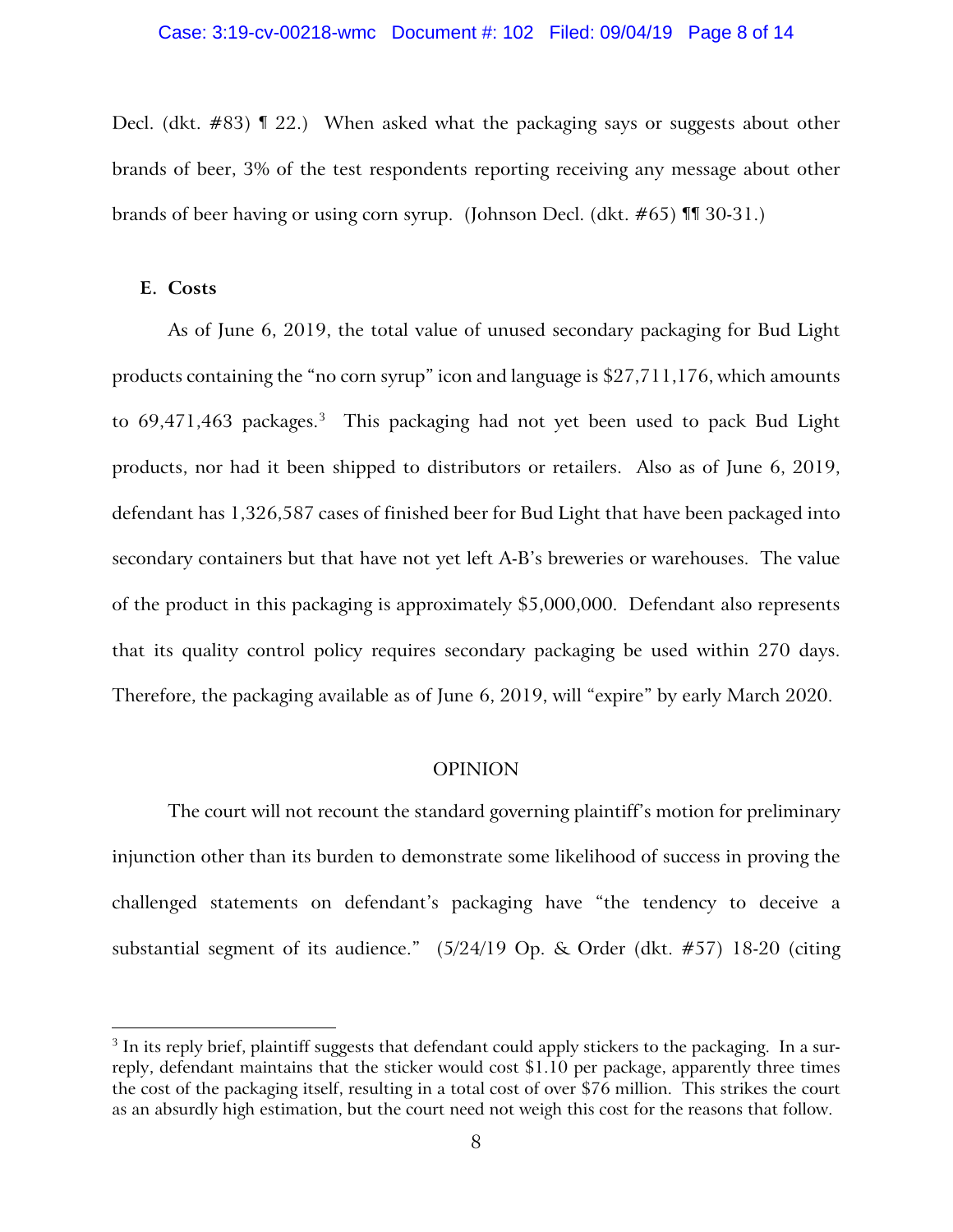Decl. (dkt. #83) ¶ 22.) When asked what the packaging says or suggests about other brands of beer, 3% of the test respondents reporting receiving any message about other brands of beer having or using corn syrup. (Johnson Decl. (dkt. #65) ¶¶ 30-31.)

**E. Costs**

As of June 6, 2019, the total value of unused secondary packaging for Bud Light products containing the "no corn syrup" icon and language is $27,711,176, which amounts to 69,471,463 packages.[3] This packaging had not yet been used to pack Bud Light products, nor had it been shipped to distributors or retailers. Also as of June 6, 2019, defendant has 1,326,587 cases of finished beer for Bud Light that have been packaged into secondary containers but that have not yet left A-B's breweries or warehouses. The value of the product in this packaging is approximately $5,000,000. Defendant also represents that its quality control policy requires secondary packaging be used within 270 days. Therefore, the packaging available as of June 6, 2019, will "expire" by early March 2020.

OPINION

The court will not recount the standard governing plaintiff's motion for preliminary injunction other than its burden to demonstrate some likelihood of success in proving the challenged statements on defendant's packaging have "the tendency to deceive a substantial segment of its audience." (5/24/19 Op. & Order (dkt. #57) 18-20 (citing

---

[3] In its reply brief, plaintiff suggests that defendant could apply stickers to the packaging. In a sur-reply, defendant maintains that the sticker would cost $1.10 per package, apparently three times the cost of the packaging itself, resulting in a total cost of over $76 million. This strikes the court as an absurdly high estimation, but the court need not weigh this cost for the reasons that follow.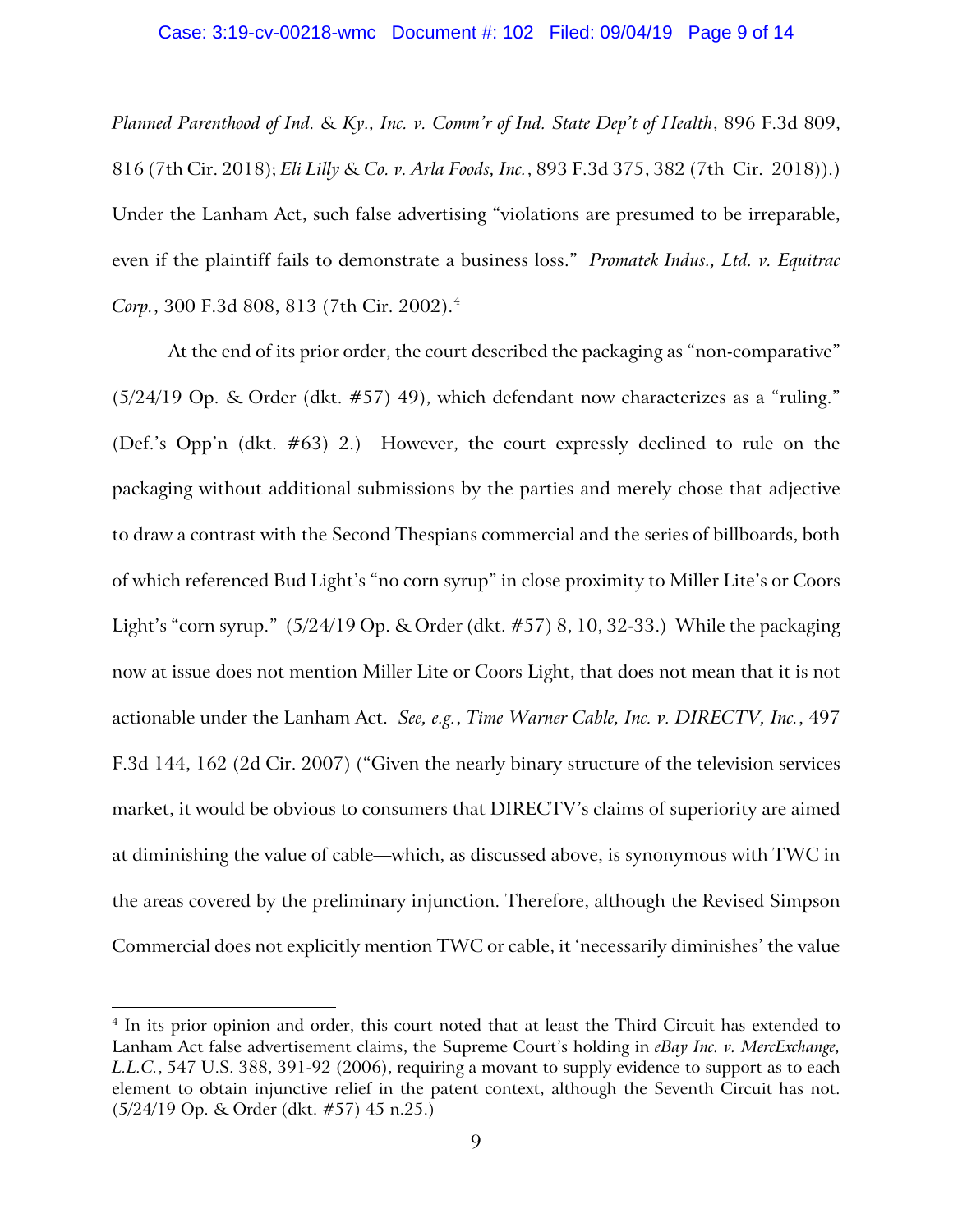*Planned Parenthood of Ind. & Ky., Inc. v. Comm'r of Ind. State Dep't of Health*, 896 F.3d 809, 816 (7th Cir. 2018); *Eli Lilly & Co. v. Arla Foods, Inc.*, 893 F.3d 375, 382 (7th Cir. 2018)).) Under the Lanham Act, such false advertising "violations are presumed to be irreparable, even if the plaintiff fails to demonstrate a business loss." *Promatek Indus., Ltd. v. Equitrac Corp.*, 300 F.3d 808, 813 (7th Cir. 2002).[4]

At the end of its prior order, the court described the packaging as "non-comparative" (5/24/19 Op. & Order (dkt. #57) 49), which defendant now characterizes as a "ruling." (Def.'s Opp'n (dkt. #63) 2.) However, the court expressly declined to rule on the packaging without additional submissions by the parties and merely chose that adjective to draw a contrast with the Second Thespians commercial and the series of billboards, both of which referenced Bud Light's "no corn syrup" in close proximity to Miller Lite's or Coors Light's "corn syrup." (5/24/19 Op. & Order (dkt. #57) 8, 10, 32-33.) While the packaging now at issue does not mention Miller Lite or Coors Light, that does not mean that it is not actionable under the Lanham Act. *See, e.g.*, *Time Warner Cable, Inc. v. DIRECTV, Inc.*, 497 F.3d 144, 162 (2d Cir. 2007) ("Given the nearly binary structure of the television services market, it would be obvious to consumers that DIRECTV's claims of superiority are aimed at diminishing the value of cable—which, as discussed above, is synonymous with TWC in the areas covered by the preliminary injunction. Therefore, although the Revised Simpson Commercial does not explicitly mention TWC or cable, it 'necessarily diminishes' the value

---

[4] In its prior opinion and order, this court noted that at least the Third Circuit has extended to Lanham Act false advertisement claims, the Supreme Court's holding in *eBay Inc. v. MercExchange, L.L.C.*, 547 U.S. 388, 391-92 (2006), requiring a movant to supply evidence to support as to each element to obtain injunctive relief in the patent context, although the Seventh Circuit has not. (5/24/19 Op. & Order (dkt. #57) 45 n.25.)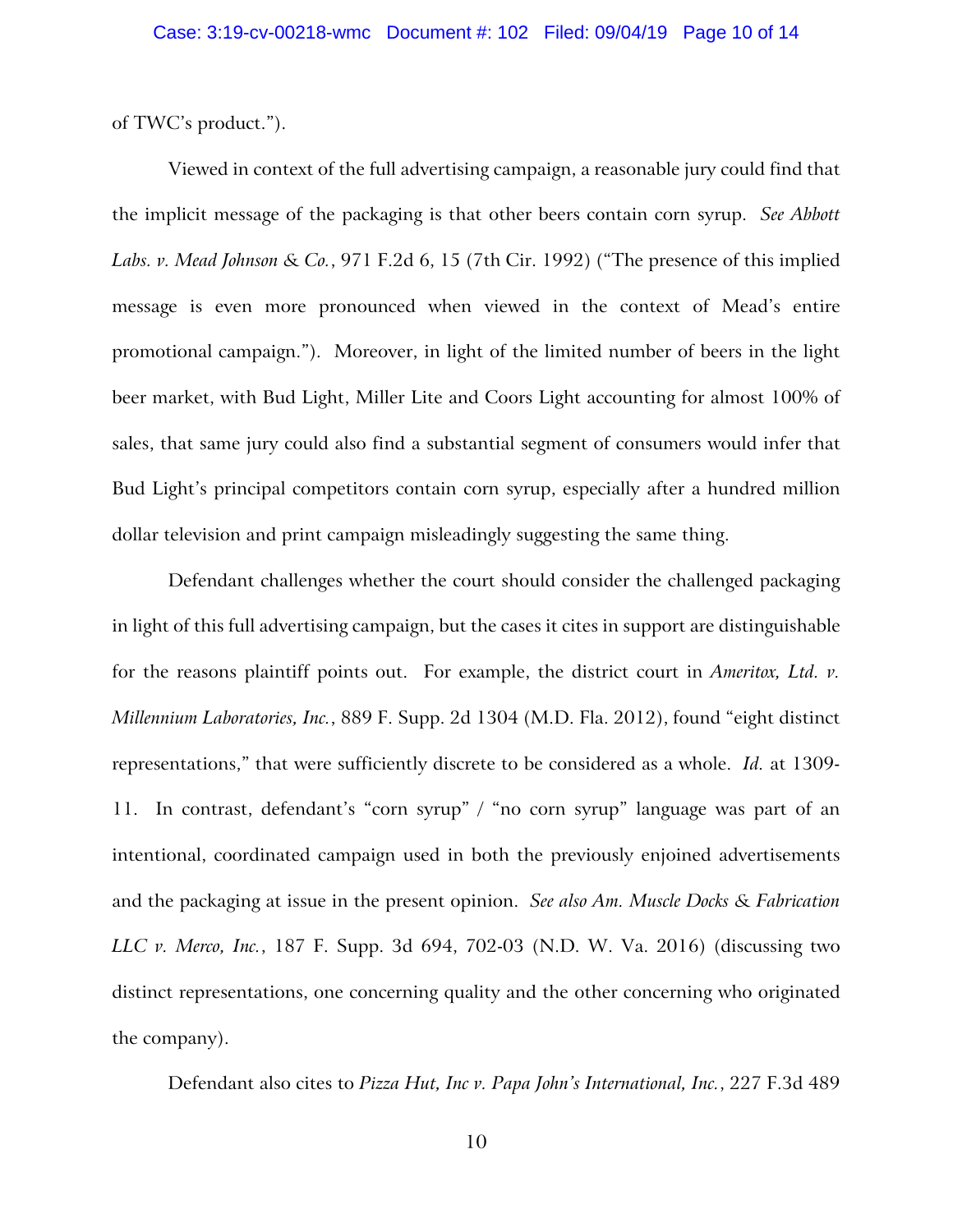of TWC's product.").

Viewed in context of the full advertising campaign, a reasonable jury could find that the implicit message of the packaging is that other beers contain corn syrup. *See Abbott Labs. v. Mead Johnson & Co.*, 971 F.2d 6, 15 (7th Cir. 1992) ("The presence of this implied message is even more pronounced when viewed in the context of Mead's entire promotional campaign."). Moreover, in light of the limited number of beers in the light beer market, with Bud Light, Miller Lite and Coors Light accounting for almost 100% of sales, that same jury could also find a substantial segment of consumers would infer that Bud Light's principal competitors contain corn syrup, especially after a hundred million dollar television and print campaign misleadingly suggesting the same thing.

Defendant challenges whether the court should consider the challenged packaging in light of this full advertising campaign, but the cases it cites in support are distinguishable for the reasons plaintiff points out. For example, the district court in *Ameritox, Ltd. v. Millennium Laboratories, Inc.*, 889 F. Supp. 2d 1304 (M.D. Fla. 2012), found "eight distinct representations," that were sufficiently discrete to be considered as a whole. *Id.* at 1309-11. In contrast, defendant's "corn syrup" / "no corn syrup" language was part of an intentional, coordinated campaign used in both the previously enjoined advertisements and the packaging at issue in the present opinion. *See also Am. Muscle Docks & Fabrication LLC v. Merco, Inc.*, 187 F. Supp. 3d 694, 702-03 (N.D. W. Va. 2016) (discussing two distinct representations, one concerning quality and the other concerning who originated the company).

Defendant also cites to *Pizza Hut, Inc v. Papa John's International, Inc.*, 227 F.3d 489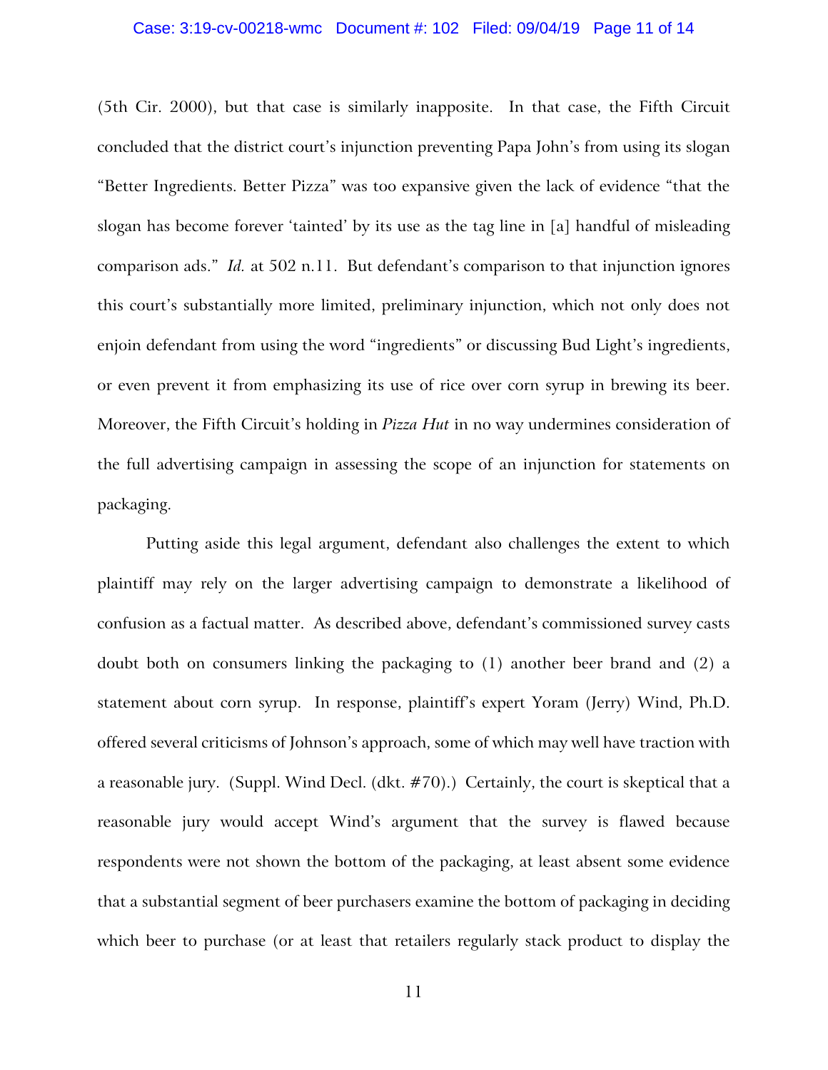(5th Cir. 2000), but that case is similarly inapposite. In that case, the Fifth Circuit concluded that the district court's injunction preventing Papa John's from using its slogan "Better Ingredients. Better Pizza" was too expansive given the lack of evidence "that the slogan has become forever 'tainted' by its use as the tag line in [a] handful of misleading comparison ads." *Id.* at 502 n.11. But defendant's comparison to that injunction ignores this court's substantially more limited, preliminary injunction, which not only does not enjoin defendant from using the word "ingredients" or discussing Bud Light's ingredients, or even prevent it from emphasizing its use of rice over corn syrup in brewing its beer. Moreover, the Fifth Circuit's holding in *Pizza Hut* in no way undermines consideration of the full advertising campaign in assessing the scope of an injunction for statements on packaging.

Putting aside this legal argument, defendant also challenges the extent to which plaintiff may rely on the larger advertising campaign to demonstrate a likelihood of confusion as a factual matter. As described above, defendant's commissioned survey casts doubt both on consumers linking the packaging to (1) another beer brand and (2) a statement about corn syrup. In response, plaintiff's expert Yoram (Jerry) Wind, Ph.D. offered several criticisms of Johnson's approach, some of which may well have traction with a reasonable jury. (Suppl. Wind Decl. (dkt. #70).) Certainly, the court is skeptical that a reasonable jury would accept Wind's argument that the survey is flawed because respondents were not shown the bottom of the packaging, at least absent some evidence that a substantial segment of beer purchasers examine the bottom of packaging in deciding which beer to purchase (or at least that retailers regularly stack product to display the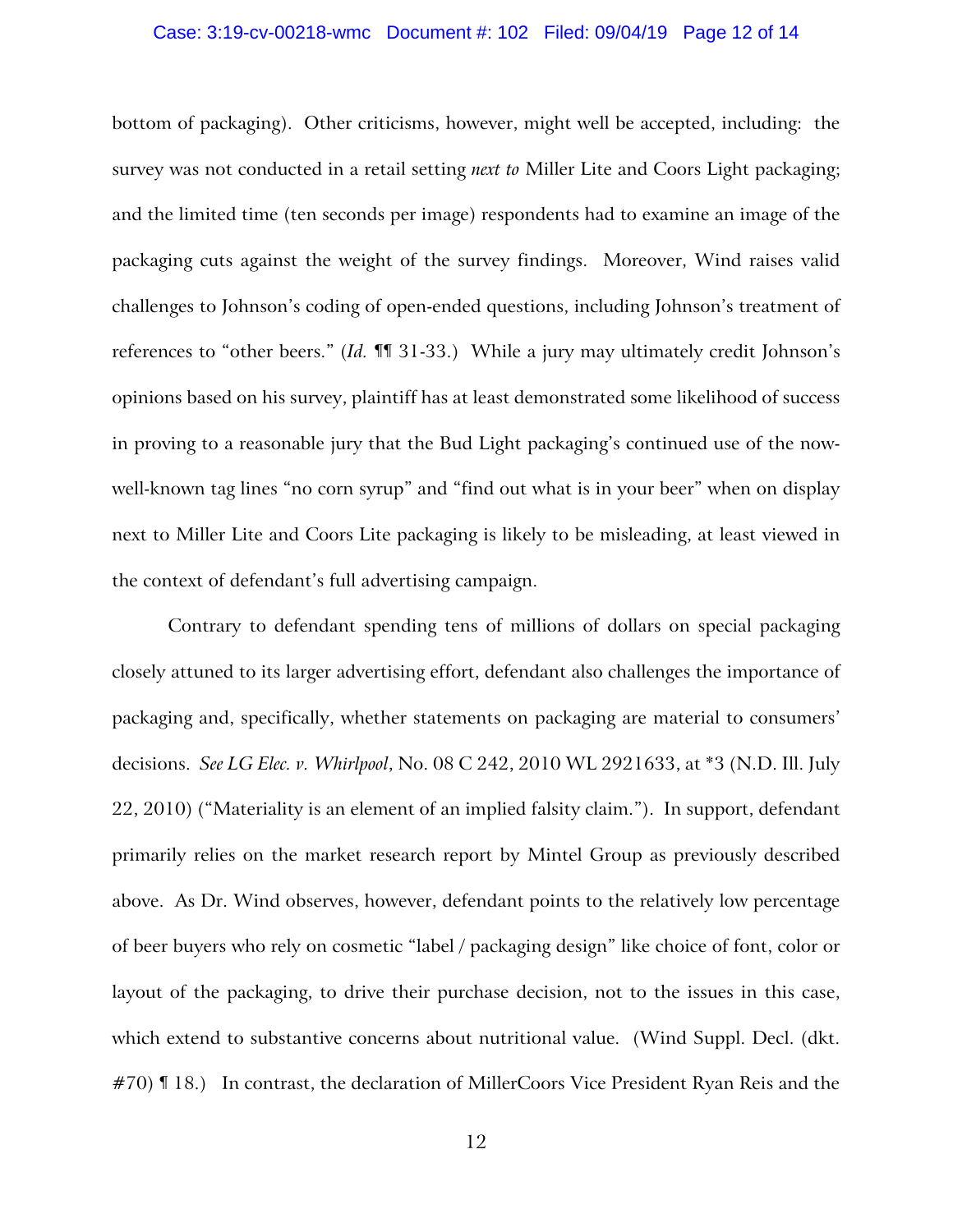bottom of packaging). Other criticisms, however, might well be accepted, including: the survey was not conducted in a retail setting *next to* Miller Lite and Coors Light packaging; and the limited time (ten seconds per image) respondents had to examine an image of the packaging cuts against the weight of the survey findings. Moreover, Wind raises valid challenges to Johnson's coding of open-ended questions, including Johnson's treatment of references to "other beers." (*Id.* ¶¶ 31-33.) While a jury may ultimately credit Johnson's opinions based on his survey, plaintiff has at least demonstrated some likelihood of success in proving to a reasonable jury that the Bud Light packaging's continued use of the now-well-known tag lines "no corn syrup" and "find out what is in your beer" when on display next to Miller Lite and Coors Lite packaging is likely to be misleading, at least viewed in the context of defendant's full advertising campaign.

Contrary to defendant spending tens of millions of dollars on special packaging closely attuned to its larger advertising effort, defendant also challenges the importance of packaging and, specifically, whether statements on packaging are material to consumers' decisions. *See LG Elec. v. Whirlpool*, No. 08 C 242, 2010 WL 2921633, at *3 (N.D. Ill. July 22, 2010) ("Materiality is an element of an implied falsity claim."). In support, defendant primarily relies on the market research report by Mintel Group as previously described above. As Dr. Wind observes, however, defendant points to the relatively low percentage of beer buyers who rely on cosmetic "label / packaging design" like choice of font, color or layout of the packaging, to drive their purchase decision, not to the issues in this case, which extend to substantive concerns about nutritional value. (Wind Suppl. Decl. (dkt. #70) ¶ 18.) In contrast, the declaration of MillerCoors Vice President Ryan Reis and the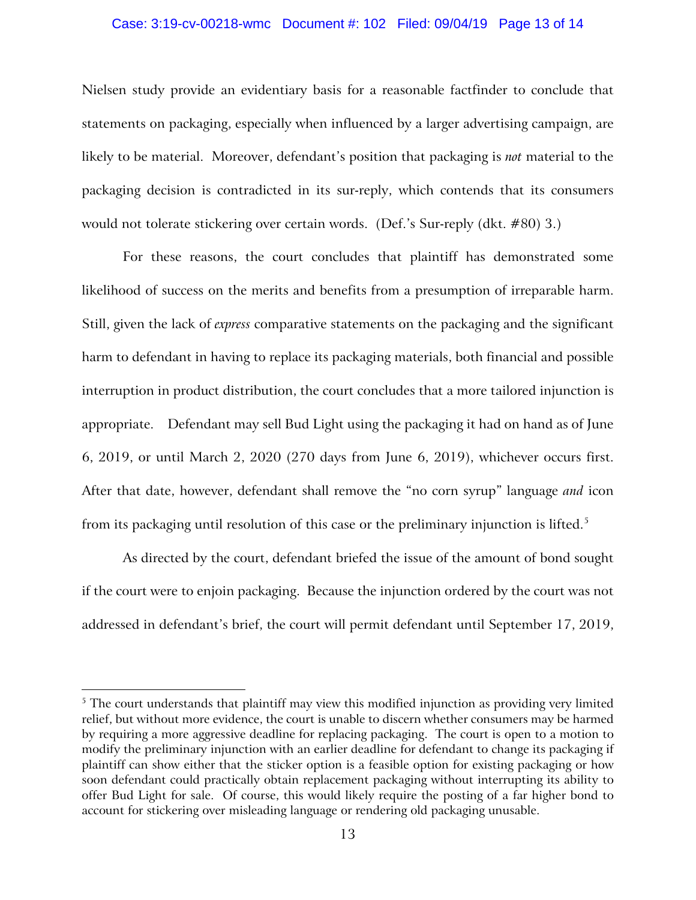Nielsen study provide an evidentiary basis for a reasonable factfinder to conclude that statements on packaging, especially when influenced by a larger advertising campaign, are likely to be material. Moreover, defendant's position that packaging is *not* material to the packaging decision is contradicted in its sur-reply, which contends that its consumers would not tolerate stickering over certain words. (Def.'s Sur-reply (dkt. #80) 3.)

For these reasons, the court concludes that plaintiff has demonstrated some likelihood of success on the merits and benefits from a presumption of irreparable harm. Still, given the lack of *express* comparative statements on the packaging and the significant harm to defendant in having to replace its packaging materials, both financial and possible interruption in product distribution, the court concludes that a more tailored injunction is appropriate. Defendant may sell Bud Light using the packaging it had on hand as of June 6, 2019, or until March 2, 2020 (270 days from June 6, 2019), whichever occurs first. After that date, however, defendant shall remove the "no corn syrup" language *and* icon from its packaging until resolution of this case or the preliminary injunction is lifted.[5]

As directed by the court, defendant briefed the issue of the amount of bond sought if the court were to enjoin packaging. Because the injunction ordered by the court was not addressed in defendant's brief, the court will permit defendant until September 17, 2019,

---

[5] The court understands that plaintiff may view this modified injunction as providing very limited relief, but without more evidence, the court is unable to discern whether consumers may be harmed by requiring a more aggressive deadline for replacing packaging. The court is open to a motion to modify the preliminary injunction with an earlier deadline for defendant to change its packaging if plaintiff can show either that the sticker option is a feasible option for existing packaging or how soon defendant could practically obtain replacement packaging without interrupting its ability to offer Bud Light for sale. Of course, this would likely require the posting of a far higher bond to account for stickering over misleading language or rendering old packaging unusable.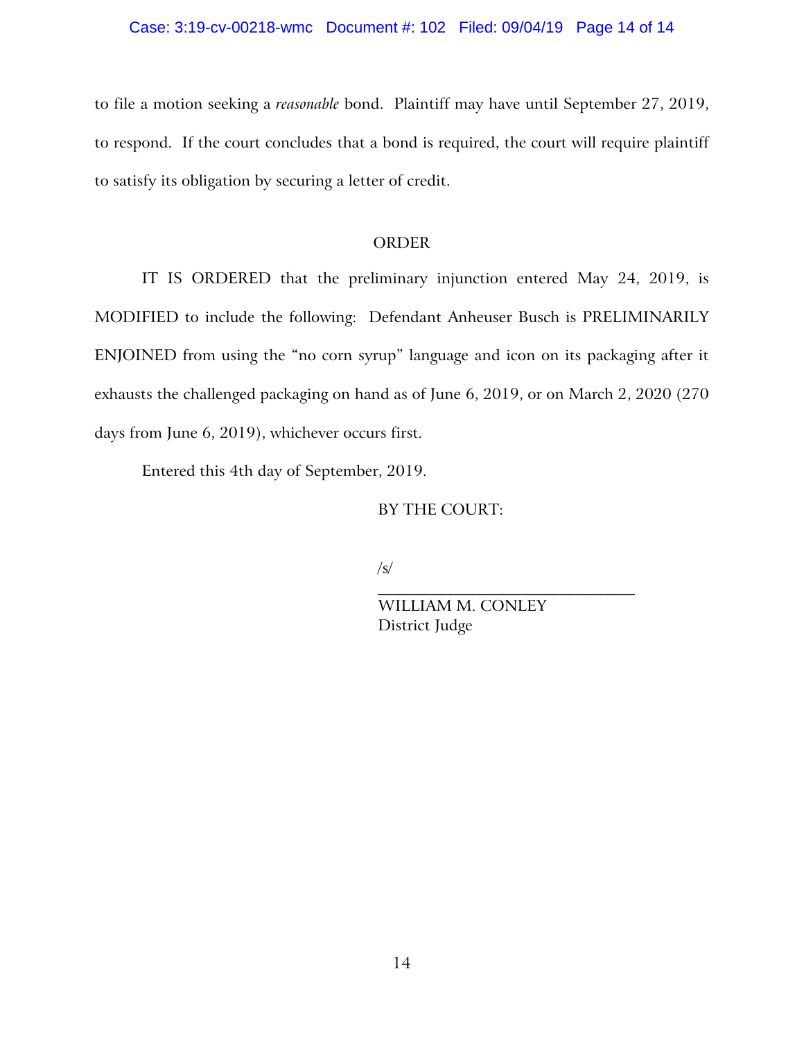to file a motion seeking a *reasonable* bond. Plaintiff may have until September 27, 2019, to respond. If the court concludes that a bond is required, the court will require plaintiff to satisfy its obligation by securing a letter of credit.

## ORDER

IT IS ORDERED that the preliminary injunction entered May 24, 2019, is MODIFIED to include the following: Defendant Anheuser Busch is PRELIMINARILY ENJOINED from using the "no corn syrup" language and icon on its packaging after it exhausts the challenged packaging on hand as of June 6, 2019, or on March 2, 2020 (270 days from June 6, 2019), whichever occurs first.

Entered this 4th day of September, 2019.

BY THE COURT:

/s/
________________________________
WILLIAM M. CONLEY
District Judge